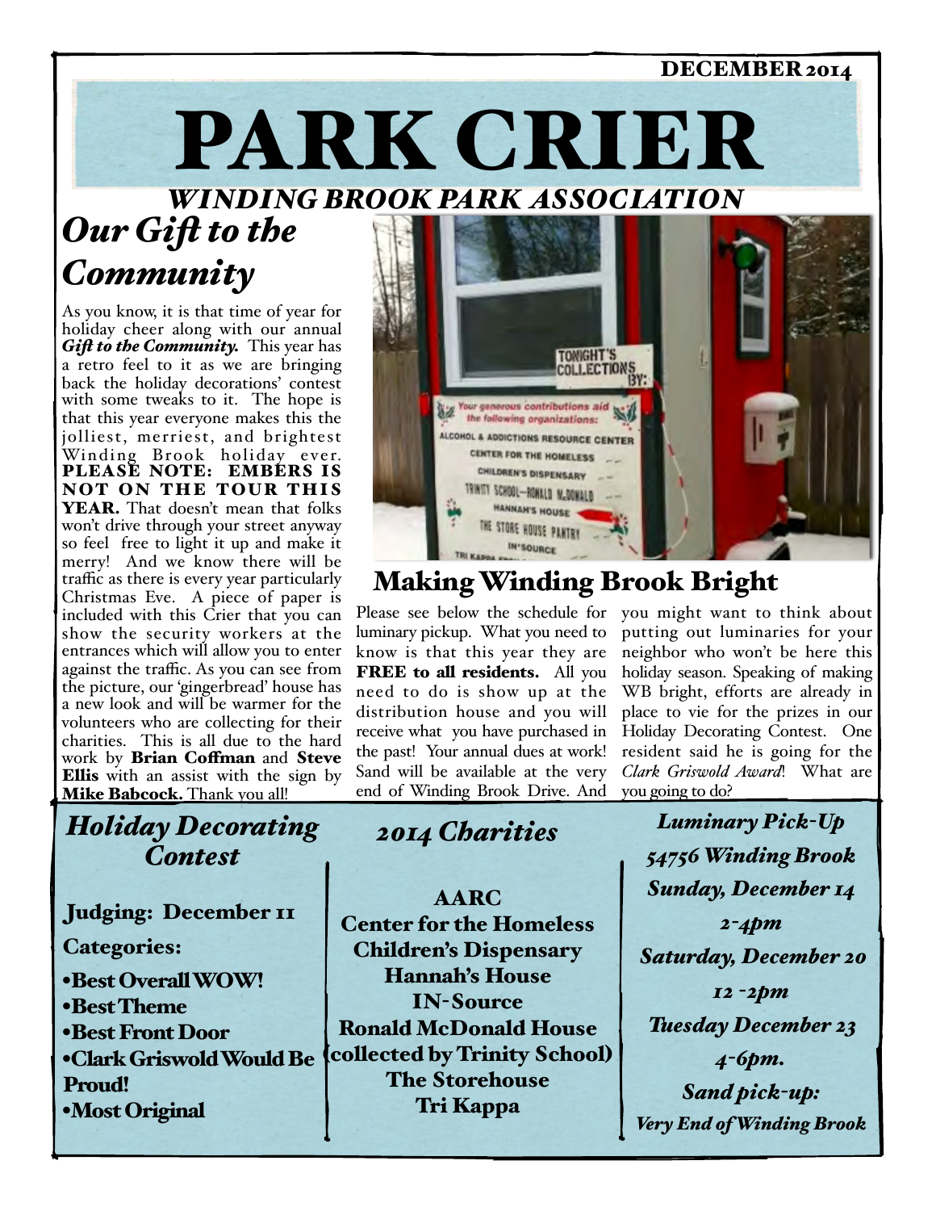DECEMBER 2014

# PARK CRIER

## *WINDING BROOK PARK ASSOCIATION*

## *Our Gift to the Community*

As you know, it is that time of year for holiday cheer along with our annual ***Gift to the Community.*** This year has a retro feel to it as we are bringing back the holiday decorations' contest with some tweaks to it. The hope is that this year everyone makes this the jolliest, merriest, and brightest Winding Brook holiday ever. **PLEASE NOTE: EMBERS IS NOT ON THE TOUR THIS YEAR.** That doesn't mean that folks won't drive through your street anyway so feel free to light it up and make it merry! And we know there will be traffic as there is every year particularly Christmas Eve. A piece of paper is included with this Crier that you can show the security workers at the entrances which will allow you to enter against the traffic. As you can see from the picture, our 'gingerbread' house has a new look and will be warmer for the volunteers who are collecting for their charities. This is all due to the hard work by **Brian Coffman** and **Steve Ellis** with an assist with the sign by **Mike Babcock.** Thank you all!

## Making Winding Brook Bright

Please see below the schedule for luminary pickup. What you need to know is that this year they are **FREE to all residents.** All you need to do is show up at the distribution house and you will receive what you have purchased in the past! Your annual dues at work! Sand will be available at the very end of Winding Brook Drive. And you might want to think about putting out luminaries for your neighbor who won't be here this holiday season. Speaking of making WB bright, efforts are already in place to vie for the prizes in our Holiday Decorating Contest. One resident said he is going for the *Clark Griswold Award*! What are you going to do?

### *Holiday Decorating Contest*

**Judging: December 11**

**Categories:**

- **Best Overall WOW!**
- **Best Theme**
- **Best Front Door**
- **Clark Griswold Would Be Proud!**
- **Most Original**

### *2014 Charities*

**AARC**
**Center for the Homeless**
**Children's Dispensary**
**Hannah's House**
**IN-Source**
**Ronald McDonald House (collected by Trinity School)**
**The Storehouse**
**Tri Kappa**

### *Luminary Pick-Up*

***54756 Winding Brook***

***Sunday, December 14***
***2-4pm***

***Saturday, December 20***
***12 -2pm***

***Tuesday December 23***
***4-6pm.***

***Sand pick-up:***
***Very End of Winding Brook***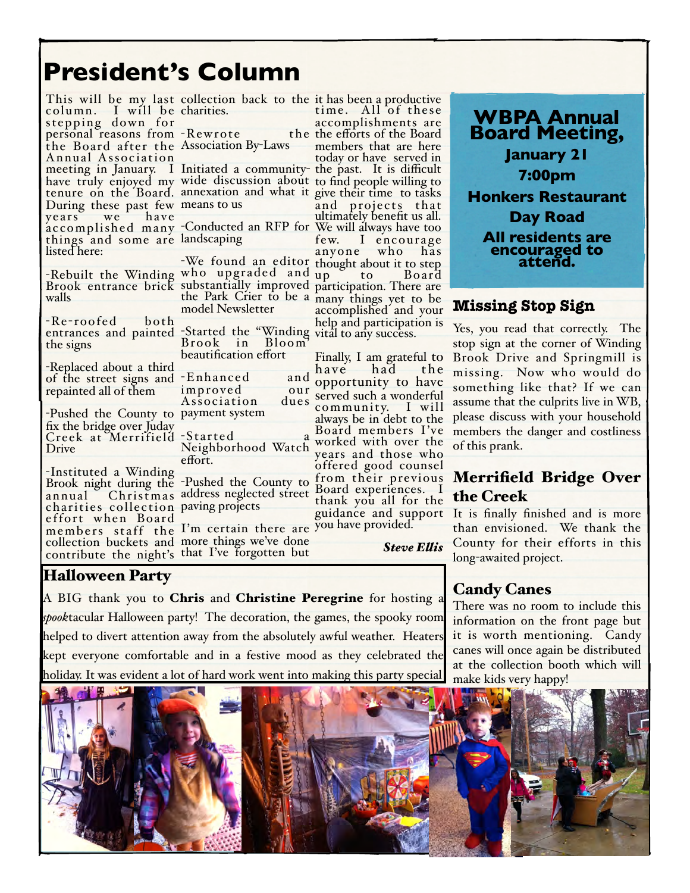# President's Column

This will be my last column. I will be stepping down for personal reasons from the Board after the Annual Association meeting in January. I have truly enjoyed my tenure on the Board. During these past few years we have accomplished many things and some are listed here:

-Rebuilt the Winding Brook entrance brick walls

-Re-roofed both entrances and painted the signs

-Replaced about a third of the street signs and repainted all of them

-Pushed the County to fix the bridge over Juday Creek at Merrifield Drive

-Instituted a Winding Brook night during the annual Christmas charities collection effort when Board members staff the collection buckets and contribute the night's collection back to the charities.

-Rewrote the Association By-Laws

Initiated a community-wide discussion about annexation and what it means to us

-Conducted an RFP for landscaping

-We found an editor who upgraded and substantially improved the Park Crier to be a model Newsletter

-Started the "Winding Brook in Bloom" beautification effort

-Enhanced and improved our Association dues payment system

-Started a Neighborhood Watch effort.

-Pushed the County to address neglected street paving projects

I'm certain there are more things we've done that I've forgotten but it has been a productive time. All of these accomplishments are the efforts of the Board members that are here today or have served in the past. It is difficult to find people willing to give their time to tasks and projects that ultimately benefit us all. We will always have too few. I encourage anyone who has thought about it to step up to Board participation. There are many things yet to be accomplished and your help and participation is vital to any success.

Finally, I am grateful to have had the opportunity to have served such a wonderful community. I will always be in debt to the Board members I've worked with over the years and those who offered good counsel from their previous Board experiences. I thank you all for the guidance and support you have provided.

***Steve Ellis***

## Halloween Party

A BIG thank you to **Chris** and **Christine Peregrine** for hosting a *spook*tacular Halloween party! The decoration, the games, the spooky room helped to divert attention away from the absolutely awful weather. Heaters kept everyone comfortable and in a festive mood as they celebrated the holiday. It was evident a lot of hard work went into making this party special

## WBPA Annual Board Meeting,

**January 21**

**7:00pm**

**Honkers Restaurant**

**Day Road**

**All residents are encouraged to attend.**

## Missing Stop Sign

Yes, you read that correctly. The stop sign at the corner of Winding Brook Drive and Springmill is missing. Now who would do something like that? If we can assume that the culprits live in WB, please discuss with your household members the danger and costliness of this prank.

## Merrifield Bridge Over the Creek

It is finally finished and is more than envisioned. We thank the County for their efforts in this long-awaited project.

## Candy Canes

There was no room to include this information on the front page but it is worth mentioning. Candy canes will once again be distributed at the collection booth which will make kids very happy!